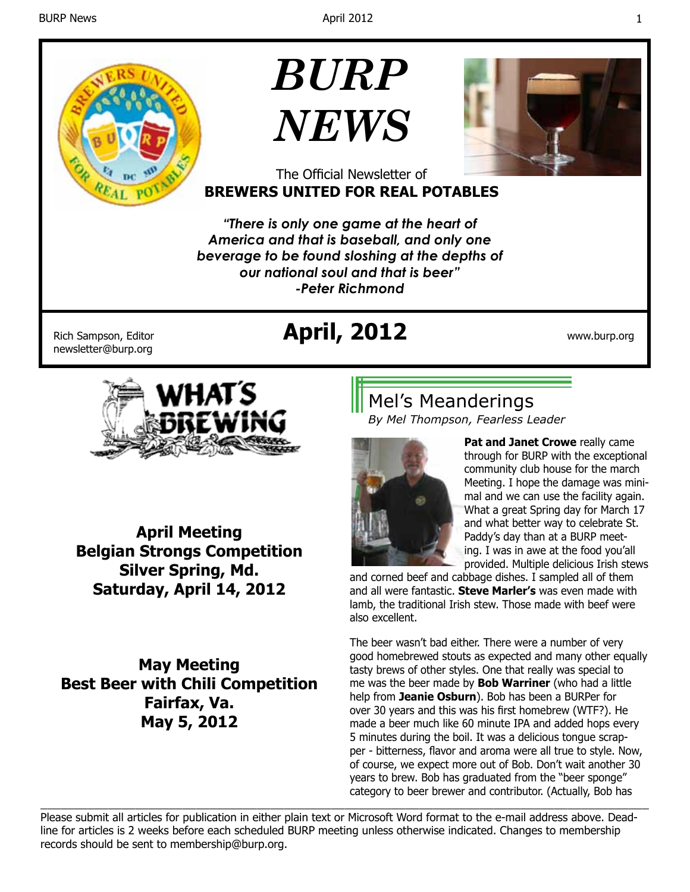# BURP NEWS

The Official Newsletter of
**BREWERS UNITED FOR REAL POTABLES**

***"There is only one game at the heart of America and that is baseball, and only one beverage to be found sloshing at the depths of our national soul and that is beer"***
***-Peter Richmond***

Rich Sampson, Editor
newsletter@burp.org

## April, 2012

www.burp.org

WHAT'S BREWING

**April Meeting**
**Belgian Strongs Competition**
**Silver Spring, Md.**
**Saturday, April 14, 2012**

**May Meeting**
**Best Beer with Chili Competition**
**Fairfax, Va.**
**May 5, 2012**

## Mel's Meanderings

*By Mel Thompson, Fearless Leader*

**Pat and Janet Crowe** really came through for BURP with the exceptional community club house for the march Meeting. I hope the damage was minimal and we can use the facility again. What a great Spring day for March 17 and what better way to celebrate St. Paddy's day than at a BURP meeting. I was in awe at the food you'all provided. Multiple delicious Irish stews and corned beef and cabbage dishes. I sampled all of them and all were fantastic. **Steve Marler's** was even made with lamb, the traditional Irish stew. Those made with beef were also excellent.

The beer wasn't bad either. There were a number of very good homebrewed stouts as expected and many other equally tasty brews of other styles. One that really was special to me was the beer made by **Bob Warriner** (who had a little help from **Jeanie Osburn**). Bob has been a BURPer for over 30 years and this was his first homebrew (WTF?). He made a beer much like 60 minute IPA and added hops every 5 minutes during the boil. It was a delicious tongue scrapper - bitterness, flavor and aroma were all true to style. Now, of course, we expect more out of Bob. Don't wait another 30 years to brew. Bob has graduated from the "beer sponge" category to beer brewer and contributor. (Actually, Bob has

---

Please submit all articles for publication in either plain text or Microsoft Word format to the e-mail address above. Deadline for articles is 2 weeks before each scheduled BURP meeting unless otherwise indicated. Changes to membership records should be sent to membership@burp.org.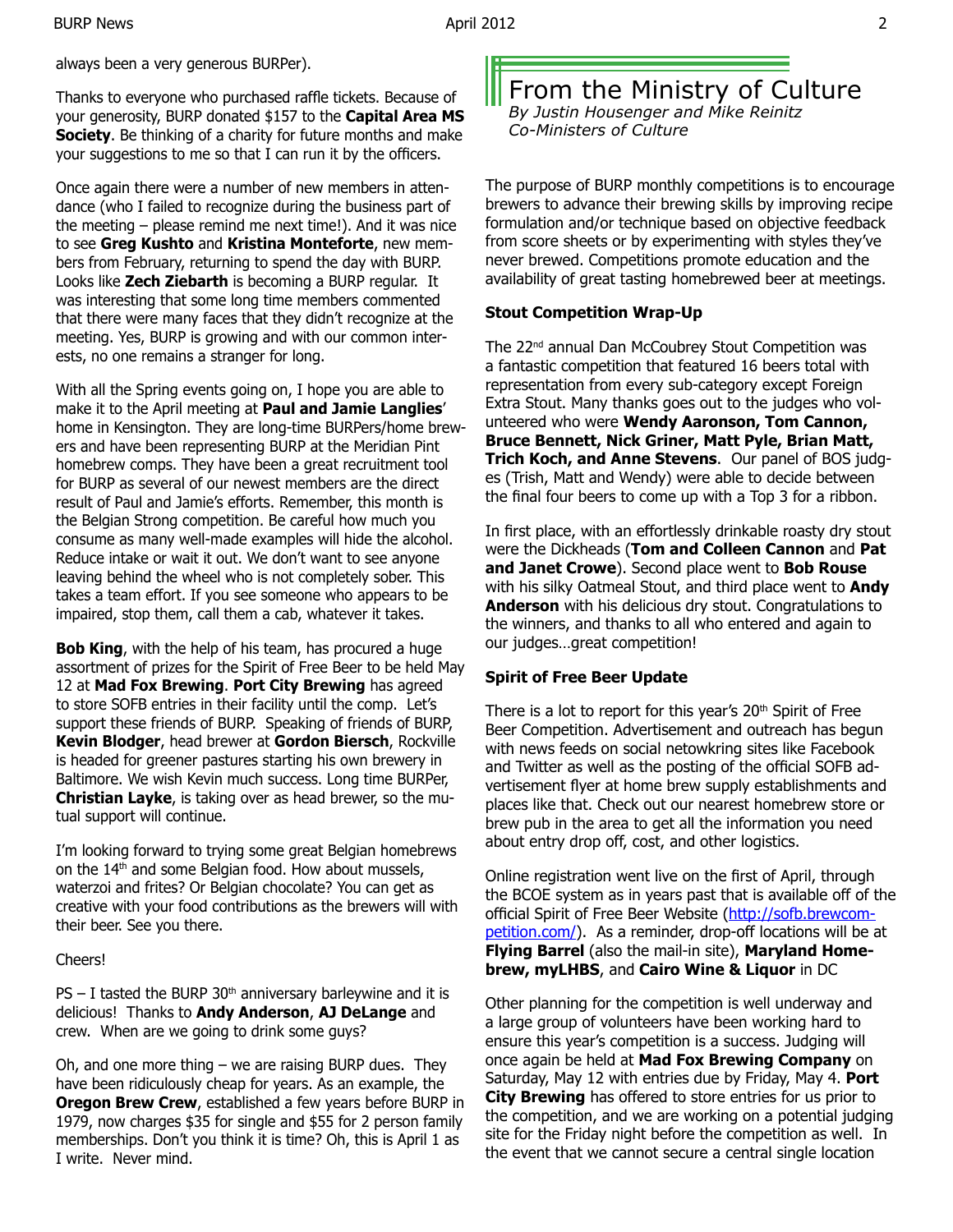always been a very generous BURPer).

Thanks to everyone who purchased raffle tickets. Because of your generosity, BURP donated $157 to the **Capital Area MS Society**. Be thinking of a charity for future months and make your suggestions to me so that I can run it by the officers.

Once again there were a number of new members in attendance (who I failed to recognize during the business part of the meeting – please remind me next time!). And it was nice to see **Greg Kushto** and **Kristina Monteforte**, new members from February, returning to spend the day with BURP. Looks like **Zech Ziebarth** is becoming a BURP regular. It was interesting that some long time members commented that there were many faces that they didn't recognize at the meeting. Yes, BURP is growing and with our common interests, no one remains a stranger for long.

With all the Spring events going on, I hope you are able to make it to the April meeting at **Paul and Jamie Langlies**' home in Kensington. They are long-time BURPers/home brewers and have been representing BURP at the Meridian Pint homebrew comps. They have been a great recruitment tool for BURP as several of our newest members are the direct result of Paul and Jamie's efforts. Remember, this month is the Belgian Strong competition. Be careful how much you consume as many well-made examples will hide the alcohol. Reduce intake or wait it out. We don't want to see anyone leaving behind the wheel who is not completely sober. This takes a team effort. If you see someone who appears to be impaired, stop them, call them a cab, whatever it takes.

**Bob King**, with the help of his team, has procured a huge assortment of prizes for the Spirit of Free Beer to be held May 12 at **Mad Fox Brewing**. **Port City Brewing** has agreed to store SOFB entries in their facility until the comp. Let's support these friends of BURP. Speaking of friends of BURP, **Kevin Blodger**, head brewer at **Gordon Biersch**, Rockville is headed for greener pastures starting his own brewery in Baltimore. We wish Kevin much success. Long time BURPer, **Christian Layke**, is taking over as head brewer, so the mutual support will continue.

I'm looking forward to trying some great Belgian homebrews on the 14th and some Belgian food. How about mussels, waterzoi and frites? Or Belgian chocolate? You can get as creative with your food contributions as the brewers will with their beer. See you there.

Cheers!

PS – I tasted the BURP 30th anniversary barleywine and it is delicious! Thanks to **Andy Anderson**, **AJ DeLange** and crew. When are we going to drink some guys?

Oh, and one more thing – we are raising BURP dues. They have been ridiculously cheap for years. As an example, the **Oregon Brew Crew**, established a few years before BURP in 1979, now charges $35 for single and $55 for 2 person family memberships. Don't you think it is time? Oh, this is April 1 as I write. Never mind.

# From the Ministry of Culture

*By Justin Housenger and Mike Reinitz*
*Co-Ministers of Culture*

The purpose of BURP monthly competitions is to encourage brewers to advance their brewing skills by improving recipe formulation and/or technique based on objective feedback from score sheets or by experimenting with styles they've never brewed. Competitions promote education and the availability of great tasting homebrewed beer at meetings.

**Stout Competition Wrap-Up**

The 22nd annual Dan McCoubrey Stout Competition was a fantastic competition that featured 16 beers total with representation from every sub-category except Foreign Extra Stout. Many thanks goes out to the judges who volunteered who were **Wendy Aaronson, Tom Cannon, Bruce Bennett, Nick Griner, Matt Pyle, Brian Matt, Trich Koch, and Anne Stevens**. Our panel of BOS judges (Trish, Matt and Wendy) were able to decide between the final four beers to come up with a Top 3 for a ribbon.

In first place, with an effortlessly drinkable roasty dry stout were the Dickheads (**Tom and Colleen Cannon** and **Pat and Janet Crowe**). Second place went to **Bob Rouse** with his silky Oatmeal Stout, and third place went to **Andy Anderson** with his delicious dry stout. Congratulations to the winners, and thanks to all who entered and again to our judges…great competition!

**Spirit of Free Beer Update**

There is a lot to report for this year's 20th Spirit of Free Beer Competition. Advertisement and outreach has begun with news feeds on social netowkring sites like Facebook and Twitter as well as the posting of the official SOFB advertisement flyer at home brew supply establishments and places like that. Check out our nearest homebrew store or brew pub in the area to get all the information you need about entry drop off, cost, and other logistics.

Online registration went live on the first of April, through the BCOE system as in years past that is available off of the official Spirit of Free Beer Website (http://sofb.brewcompetition.com/). As a reminder, drop-off locations will be at **Flying Barrel** (also the mail-in site), **Maryland Homebrew, myLHBS**, and **Cairo Wine & Liquor** in DC

Other planning for the competition is well underway and a large group of volunteers have been working hard to ensure this year's competition is a success. Judging will once again be held at **Mad Fox Brewing Company** on Saturday, May 12 with entries due by Friday, May 4. **Port City Brewing** has offered to store entries for us prior to the competition, and we are working on a potential judging site for the Friday night before the competition as well. In the event that we cannot secure a central single location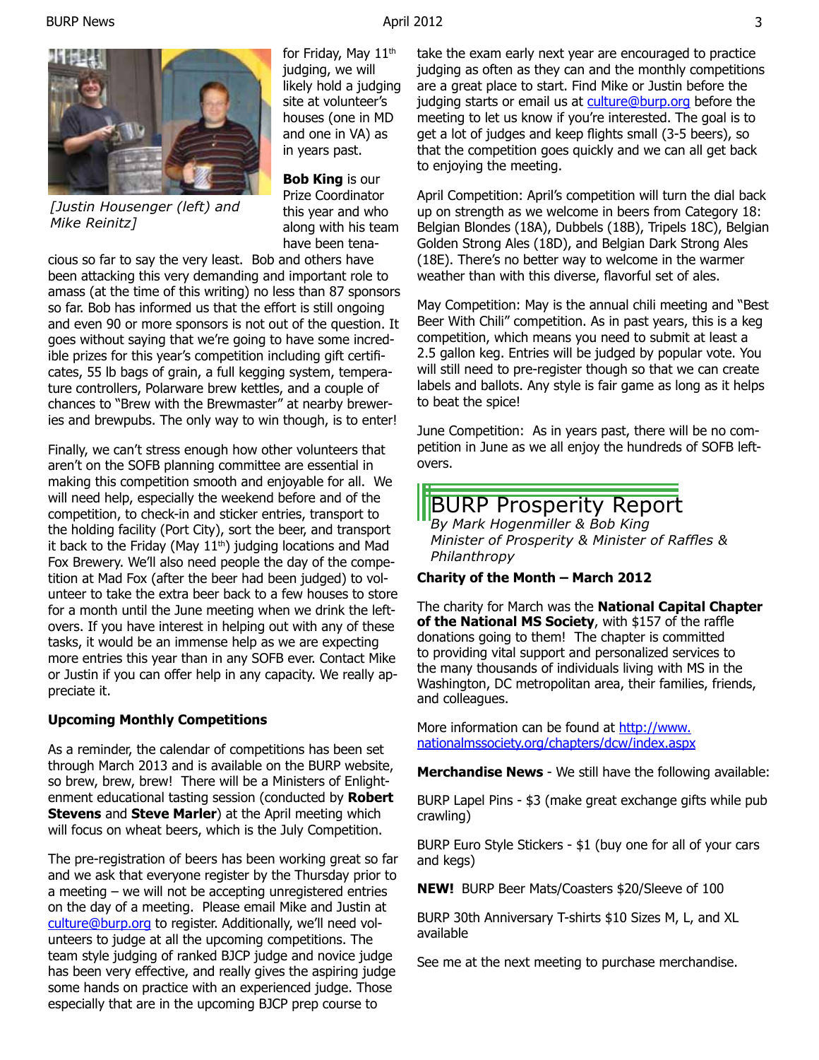[Justin Housenger (left) and Mike Reinitz]

for Friday, May 11th judging, we will likely hold a judging site at volunteer's houses (one in MD and one in VA) as in years past.

**Bob King** is our Prize Coordinator this year and who along with his team have been tenacious so far to say the very least. Bob and others have been attacking this very demanding and important role to amass (at the time of this writing) no less than 87 sponsors so far. Bob has informed us that the effort is still ongoing and even 90 or more sponsors is not out of the question. It goes without saying that we're going to have some incredible prizes for this year's competition including gift certificates, 55 lb bags of grain, a full kegging system, temperature controllers, Polarware brew kettles, and a couple of chances to "Brew with the Brewmaster" at nearby breweries and brewpubs. The only way to win though, is to enter!

Finally, we can't stress enough how other volunteers that aren't on the SOFB planning committee are essential in making this competition smooth and enjoyable for all. We will need help, especially the weekend before and of the competition, to check-in and sticker entries, transport to the holding facility (Port City), sort the beer, and transport it back to the Friday (May 11th) judging locations and Mad Fox Brewery. We'll also need people the day of the competition at Mad Fox (after the beer had been judged) to volunteer to take the extra beer back to a few houses to store for a month until the June meeting when we drink the leftovers. If you have interest in helping out with any of these tasks, it would be an immense help as we are expecting more entries this year than in any SOFB ever. Contact Mike or Justin if you can offer help in any capacity. We really appreciate it.

**Upcoming Monthly Competitions**

As a reminder, the calendar of competitions has been set through March 2013 and is available on the BURP website, so brew, brew, brew! There will be a Ministers of Enlightenment educational tasting session (conducted by **Robert Stevens** and **Steve Marler**) at the April meeting which will focus on wheat beers, which is the July Competition.

The pre-registration of beers has been working great so far and we ask that everyone register by the Thursday prior to a meeting – we will not be accepting unregistered entries on the day of a meeting. Please email Mike and Justin at culture@burp.org to register. Additionally, we'll need volunteers to judge at all the upcoming competitions. The team style judging of ranked BJCP judge and novice judge has been very effective, and really gives the aspiring judge some hands on practice with an experienced judge. Those especially that are in the upcoming BJCP prep course to take the exam early next year are encouraged to practice judging as often as they can and the monthly competitions are a great place to start. Find Mike or Justin before the judging starts or email us at culture@burp.org before the meeting to let us know if you're interested. The goal is to get a lot of judges and keep flights small (3-5 beers), so that the competition goes quickly and we can all get back to enjoying the meeting.

April Competition: April's competition will turn the dial back up on strength as we welcome in beers from Category 18: Belgian Blondes (18A), Dubbels (18B), Tripels 18C), Belgian Golden Strong Ales (18D), and Belgian Dark Strong Ales (18E). There's no better way to welcome in the warmer weather than with this diverse, flavorful set of ales.

May Competition: May is the annual chili meeting and "Best Beer With Chili" competition. As in past years, this is a keg competition, which means you need to submit at least a 2.5 gallon keg. Entries will be judged by popular vote. You will still need to pre-register though so that we can create labels and ballots. Any style is fair game as long as it helps to beat the spice!

June Competition: As in years past, there will be no competition in June as we all enjoy the hundreds of SOFB leftovers.

## BURP Prosperity Report

*By Mark Hogenmiller & Bob King*
*Minister of Prosperity & Minister of Raffles & Philanthropy*

**Charity of the Month – March 2012**

The charity for March was the **National Capital Chapter of the National MS Society**, with $157 of the raffle donations going to them! The chapter is committed to providing vital support and personalized services to the many thousands of individuals living with MS in the Washington, DC metropolitan area, their families, friends, and colleagues.

More information can be found at http://www.nationalmssociety.org/chapters/dcw/index.aspx

**Merchandise News** - We still have the following available:

BURP Lapel Pins - $3 (make great exchange gifts while pub crawling)

BURP Euro Style Stickers - $1 (buy one for all of your cars and kegs)

**NEW!** BURP Beer Mats/Coasters $20/Sleeve of 100

BURP 30th Anniversary T-shirts $10 Sizes M, L, and XL available

See me at the next meeting to purchase merchandise.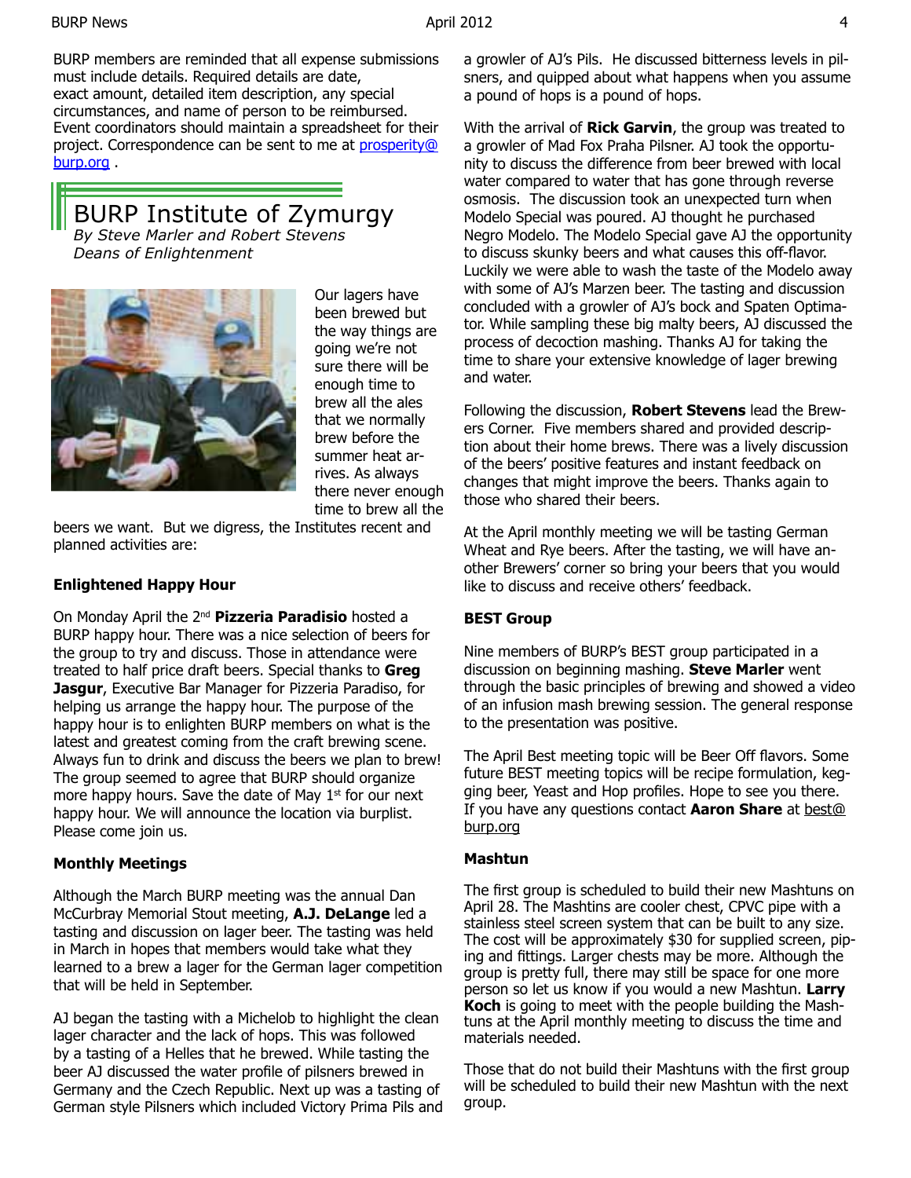BURP members are reminded that all expense submissions must include details. Required details are date, exact amount, detailed item description, any special circumstances, and name of person to be reimbursed. Event coordinators should maintain a spreadsheet for their project. Correspondence can be sent to me at prosperity@burp.org .

## BURP Institute of Zymurgy

*By Steve Marler and Robert Stevens*
*Deans of Enlightenment*

Our lagers have been brewed but the way things are going we're not sure there will be enough time to brew all the ales that we normally brew before the summer heat arrives. As always there never enough time to brew all the beers we want. But we digress, the Institutes recent and planned activities are:

### Enlightened Happy Hour

On Monday April the 2nd **Pizzeria Paradisio** hosted a BURP happy hour. There was a nice selection of beers for the group to try and discuss. Those in attendance were treated to half price draft beers. Special thanks to **Greg Jasgur**, Executive Bar Manager for Pizzeria Paradiso, for helping us arrange the happy hour. The purpose of the happy hour is to enlighten BURP members on what is the latest and greatest coming from the craft brewing scene. Always fun to drink and discuss the beers we plan to brew! The group seemed to agree that BURP should organize more happy hours. Save the date of May 1st for our next happy hour. We will announce the location via burplist. Please come join us.

### Monthly Meetings

Although the March BURP meeting was the annual Dan McCurbray Memorial Stout meeting, **A.J. DeLange** led a tasting and discussion on lager beer. The tasting was held in March in hopes that members would take what they learned to a brew a lager for the German lager competition that will be held in September.

AJ began the tasting with a Michelob to highlight the clean lager character and the lack of hops. This was followed by a tasting of a Helles that he brewed. While tasting the beer AJ discussed the water profile of pilsners brewed in Germany and the Czech Republic. Next up was a tasting of German style Pilsners which included Victory Prima Pils and a growler of AJ's Pils. He discussed bitterness levels in pilsners, and quipped about what happens when you assume a pound of hops is a pound of hops.

With the arrival of **Rick Garvin**, the group was treated to a growler of Mad Fox Praha Pilsner. AJ took the opportunity to discuss the difference from beer brewed with local water compared to water that has gone through reverse osmosis. The discussion took an unexpected turn when Modelo Special was poured. AJ thought he purchased Negro Modelo. The Modelo Special gave AJ the opportunity to discuss skunky beers and what causes this off-flavor. Luckily we were able to wash the taste of the Modelo away with some of AJ's Marzen beer. The tasting and discussion concluded with a growler of AJ's bock and Spaten Optimator. While sampling these big malty beers, AJ discussed the process of decoction mashing. Thanks AJ for taking the time to share your extensive knowledge of lager brewing and water.

Following the discussion, **Robert Stevens** lead the Brewers Corner. Five members shared and provided description about their home brews. There was a lively discussion of the beers' positive features and instant feedback on changes that might improve the beers. Thanks again to those who shared their beers.

At the April monthly meeting we will be tasting German Wheat and Rye beers. After the tasting, we will have another Brewers' corner so bring your beers that you would like to discuss and receive others' feedback.

### BEST Group

Nine members of BURP's BEST group participated in a discussion on beginning mashing. **Steve Marler** went through the basic principles of brewing and showed a video of an infusion mash brewing session. The general response to the presentation was positive.

The April Best meeting topic will be Beer Off flavors. Some future BEST meeting topics will be recipe formulation, kegging beer, Yeast and Hop profiles. Hope to see you there. If you have any questions contact **Aaron Share** at best@burp.org

### Mashtun

The first group is scheduled to build their new Mashtuns on April 28. The Mashtins are cooler chest, CPVC pipe with a stainless steel screen system that can be built to any size. The cost will be approximately $30 for supplied screen, piping and fittings. Larger chests may be more. Although the group is pretty full, there may still be space for one more person so let us know if you would a new Mashtun. **Larry Koch** is going to meet with the people building the Mashtuns at the April monthly meeting to discuss the time and materials needed.

Those that do not build their Mashtuns with the first group will be scheduled to build their new Mashtun with the next group.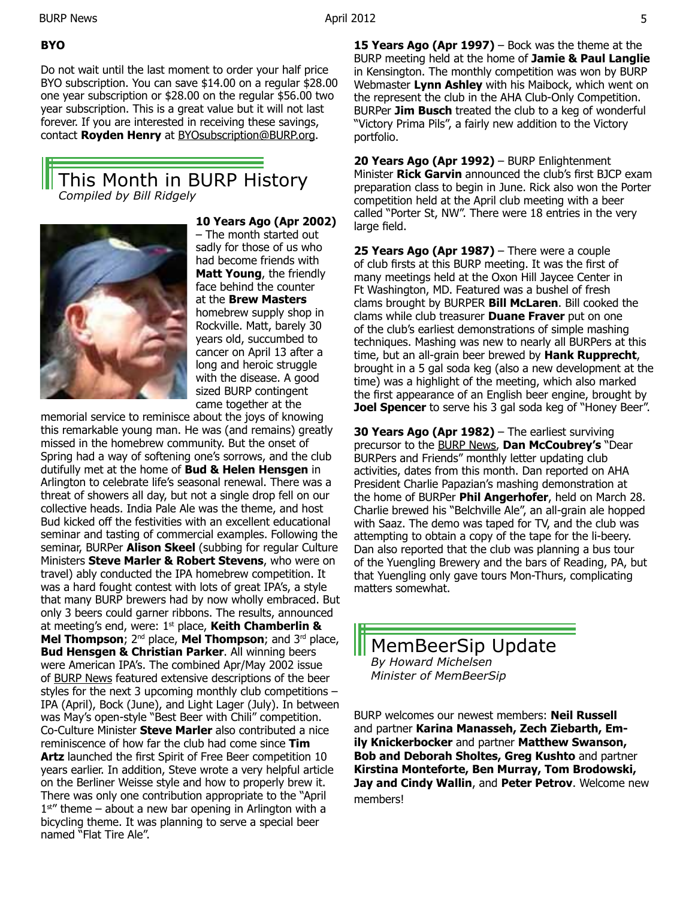**BYO**

Do not wait until the last moment to order your half price BYO subscription. You can save $14.00 on a regular $28.00 one year subscription or $28.00 on the regular $56.00 two year subscription. This is a great value but it will not last forever. If you are interested in receiving these savings, contact **Royden Henry** at BYOsubscription@BURP.org.

## This Month in BURP History

*Compiled by Bill Ridgely*

**10 Years Ago (Apr 2002)** – The month started out sadly for those of us who had become friends with **Matt Young**, the friendly face behind the counter at the **Brew Masters** homebrew supply shop in Rockville. Matt, barely 30 years old, succumbed to cancer on April 13 after a long and heroic struggle with the disease. A good sized BURP contingent came together at the memorial service to reminisce about the joys of knowing this remarkable young man. He was (and remains) greatly missed in the homebrew community. But the onset of Spring had a way of softening one's sorrows, and the club dutifully met at the home of **Bud & Helen Hensgen** in Arlington to celebrate life's seasonal renewal. There was a threat of showers all day, but not a single drop fell on our collective heads. India Pale Ale was the theme, and host Bud kicked off the festivities with an excellent educational seminar and tasting of commercial examples. Following the seminar, BURPer **Alison Skeel** (subbing for regular Culture Ministers **Steve Marler & Robert Stevens**, who were on travel) ably conducted the IPA homebrew competition. It was a hard fought contest with lots of great IPA's, a style that many BURP brewers had by now wholly embraced. But only 3 beers could garner ribbons. The results, announced at meeting's end, were: 1st place, **Keith Chamberlin & Mel Thompson**; 2nd place, **Mel Thompson**; and 3rd place, **Bud Hensgen & Christian Parker**. All winning beers were American IPA's. The combined Apr/May 2002 issue of BURP News featured extensive descriptions of the beer styles for the next 3 upcoming monthly club competitions – IPA (April), Bock (June), and Light Lager (July). In between was May's open-style "Best Beer with Chili" competition. Co-Culture Minister **Steve Marler** also contributed a nice reminiscence of how far the club had come since **Tim Artz** launched the first Spirit of Free Beer competition 10 years earlier. In addition, Steve wrote a very helpful article on the Berliner Weisse style and how to properly brew it. There was only one contribution appropriate to the "April 1st" theme – about a new bar opening in Arlington with a bicycling theme. It was planning to serve a special beer named "Flat Tire Ale".

**15 Years Ago (Apr 1997)** – Bock was the theme at the BURP meeting held at the home of **Jamie & Paul Langlie** in Kensington. The monthly competition was won by BURP Webmaster **Lynn Ashley** with his Maibock, which went on the represent the club in the AHA Club-Only Competition. BURPer **Jim Busch** treated the club to a keg of wonderful "Victory Prima Pils", a fairly new addition to the Victory portfolio.

**20 Years Ago (Apr 1992)** – BURP Enlightenment Minister **Rick Garvin** announced the club's first BJCP exam preparation class to begin in June. Rick also won the Porter competition held at the April club meeting with a beer called "Porter St, NW". There were 18 entries in the very large field.

**25 Years Ago (Apr 1987)** – There were a couple of club firsts at this BURP meeting. It was the first of many meetings held at the Oxon Hill Jaycee Center in Ft Washington, MD. Featured was a bushel of fresh clams brought by BURPER **Bill McLaren**. Bill cooked the clams while club treasurer **Duane Fraver** put on one of the club's earliest demonstrations of simple mashing techniques. Mashing was new to nearly all BURPers at this time, but an all-grain beer brewed by **Hank Rupprecht**, brought in a 5 gal soda keg (also a new development at the time) was a highlight of the meeting, which also marked the first appearance of an English beer engine, brought by **Joel Spencer** to serve his 3 gal soda keg of "Honey Beer".

**30 Years Ago (Apr 1982)** – The earliest surviving precursor to the BURP News, **Dan McCoubrey's** "Dear BURPers and Friends" monthly letter updating club activities, dates from this month. Dan reported on AHA President Charlie Papazian's mashing demonstration at the home of BURPer **Phil Angerhofer**, held on March 28. Charlie brewed his "Belchville Ale", an all-grain ale hopped with Saaz. The demo was taped for TV, and the club was attempting to obtain a copy of the tape for the li-beery. Dan also reported that the club was planning a bus tour of the Yuengling Brewery and the bars of Reading, PA, but that Yuengling only gave tours Mon-Thurs, complicating matters somewhat.

## MemBeerSip Update

*By Howard Michelsen*
*Minister of MemBeerSip*

BURP welcomes our newest members: **Neil Russell** and partner **Karina Manasseh, Zech Ziebarth, Emily Knickerbocker** and partner **Matthew Swanson, Bob and Deborah Sholtes, Greg Kushto** and partner **Kirstina Monteforte, Ben Murray, Tom Brodowski, Jay and Cindy Wallin**, and **Peter Petrov**. Welcome new members!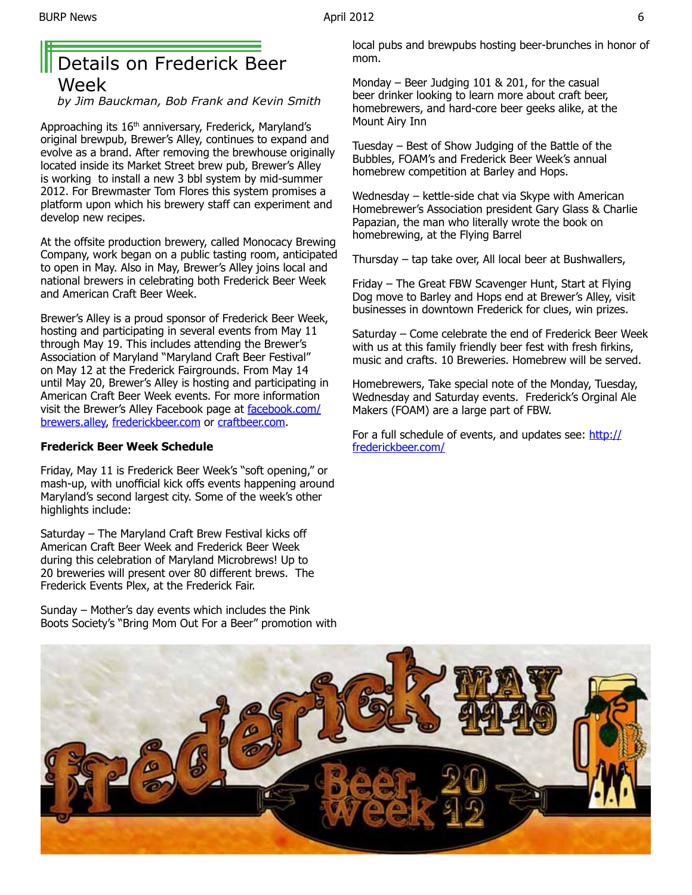# Details on Frederick Beer Week

*by Jim Bauckman, Bob Frank and Kevin Smith*

Approaching its 16th anniversary, Frederick, Maryland's original brewpub, Brewer's Alley, continues to expand and evolve as a brand. After removing the brewhouse originally located inside its Market Street brew pub, Brewer's Alley is working to install a new 3 bbl system by mid-summer 2012. For Brewmaster Tom Flores this system promises a platform upon which his brewery staff can experiment and develop new recipes.

At the offsite production brewery, called Monocacy Brewing Company, work began on a public tasting room, anticipated to open in May. Also in May, Brewer's Alley joins local and national brewers in celebrating both Frederick Beer Week and American Craft Beer Week.

Brewer's Alley is a proud sponsor of Frederick Beer Week, hosting and participating in several events from May 11 through May 19. This includes attending the Brewer's Association of Maryland "Maryland Craft Beer Festival" on May 12 at the Frederick Fairgrounds. From May 14 until May 20, Brewer's Alley is hosting and participating in American Craft Beer Week events. For more information visit the Brewer's Alley Facebook page at facebook.com/brewers.alley, frederickbeer.com or craftbeer.com.

**Frederick Beer Week Schedule**

Friday, May 11 is Frederick Beer Week's "soft opening," or mash-up, with unofficial kick offs events happening around Maryland's second largest city. Some of the week's other highlights include:

Saturday – The Maryland Craft Brew Festival kicks off American Craft Beer Week and Frederick Beer Week during this celebration of Maryland Microbrews! Up to 20 breweries will present over 80 different brews. The Frederick Events Plex, at the Frederick Fair.

Sunday – Mother's day events which includes the Pink Boots Society's "Bring Mom Out For a Beer" promotion with local pubs and brewpubs hosting beer-brunches in honor of mom.

Monday – Beer Judging 101 & 201, for the casual beer drinker looking to learn more about craft beer, homebrewers, and hard-core beer geeks alike, at the Mount Airy Inn

Tuesday – Best of Show Judging of the Battle of the Bubbles, FOAM's and Frederick Beer Week's annual homebrew competition at Barley and Hops.

Wednesday – kettle-side chat via Skype with American Homebrewer's Association president Gary Glass & Charlie Papazian, the man who literally wrote the book on homebrewing, at the Flying Barrel

Thursday – tap take over, All local beer at Bushwallers,

Friday – The Great FBW Scavenger Hunt, Start at Flying Dog move to Barley and Hops end at Brewer's Alley, visit businesses in downtown Frederick for clues, win prizes.

Saturday – Come celebrate the end of Frederick Beer Week with us at this family friendly beer fest with fresh firkins, music and crafts. 10 Breweries. Homebrew will be served.

Homebrewers, Take special note of the Monday, Tuesday, Wednesday and Saturday events. Frederick's Orginal Ale Makers (FOAM) are a large part of FBW.

For a full schedule of events, and updates see: http://frederickbeer.com/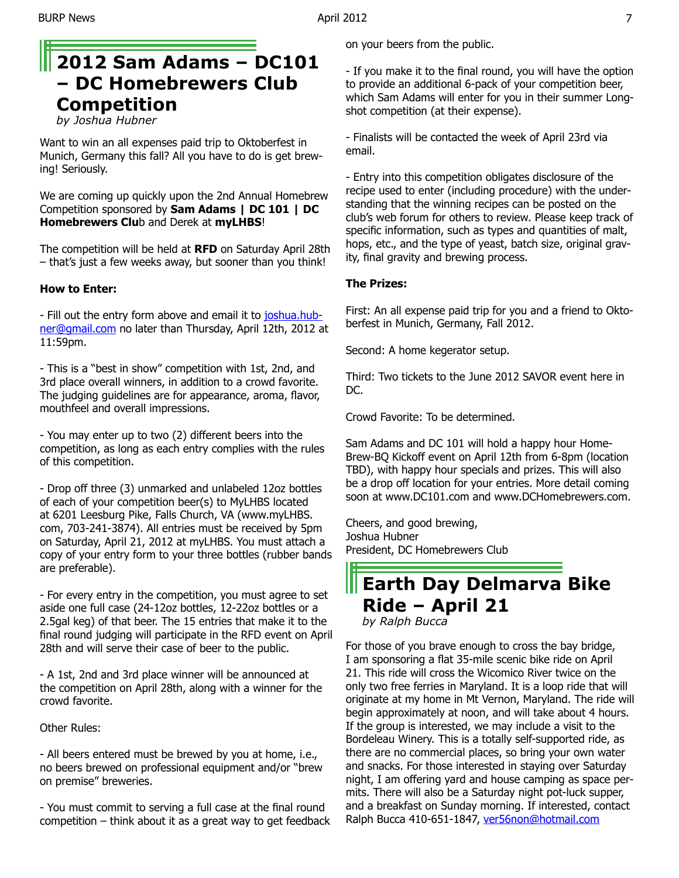# 2012 Sam Adams – DC101 – DC Homebrewers Club Competition

*by Joshua Hubner*

Want to win an all expenses paid trip to Oktoberfest in Munich, Germany this fall? All you have to do is get brewing! Seriously.

We are coming up quickly upon the 2nd Annual Homebrew Competition sponsored by **Sam Adams | DC 101 | DC Homebrewers Clu**b and Derek at **myLHBS**!

The competition will be held at **RFD** on Saturday April 28th – that's just a few weeks away, but sooner than you think!

**How to Enter:**

- Fill out the entry form above and email it to joshua.hubner@gmail.com no later than Thursday, April 12th, 2012 at 11:59pm.

- This is a "best in show" competition with 1st, 2nd, and 3rd place overall winners, in addition to a crowd favorite. The judging guidelines are for appearance, aroma, flavor, mouthfeel and overall impressions.

- You may enter up to two (2) different beers into the competition, as long as each entry complies with the rules of this competition.

- Drop off three (3) unmarked and unlabeled 12oz bottles of each of your competition beer(s) to MyLHBS located at 6201 Leesburg Pike, Falls Church, VA (www.myLHBS.com, 703-241-3874). All entries must be received by 5pm on Saturday, April 21, 2012 at myLHBS. You must attach a copy of your entry form to your three bottles (rubber bands are preferable).

- For every entry in the competition, you must agree to set aside one full case (24-12oz bottles, 12-22oz bottles or a 2.5gal keg) of that beer. The 15 entries that make it to the final round judging will participate in the RFD event on April 28th and will serve their case of beer to the public.

- A 1st, 2nd and 3rd place winner will be announced at the competition on April 28th, along with a winner for the crowd favorite.

Other Rules:

- All beers entered must be brewed by you at home, i.e., no beers brewed on professional equipment and/or "brew on premise" breweries.

- You must commit to serving a full case at the final round competition – think about it as a great way to get feedback on your beers from the public.

- If you make it to the final round, you will have the option to provide an additional 6-pack of your competition beer, which Sam Adams will enter for you in their summer Longshot competition (at their expense).

- Finalists will be contacted the week of April 23rd via email.

- Entry into this competition obligates disclosure of the recipe used to enter (including procedure) with the understanding that the winning recipes can be posted on the club's web forum for others to review. Please keep track of specific information, such as types and quantities of malt, hops, etc., and the type of yeast, batch size, original gravity, final gravity and brewing process.

**The Prizes:**

First: An all expense paid trip for you and a friend to Oktoberfest in Munich, Germany, Fall 2012.

Second: A home kegerator setup.

Third: Two tickets to the June 2012 SAVOR event here in DC.

Crowd Favorite: To be determined.

Sam Adams and DC 101 will hold a happy hour Home-Brew-BQ Kickoff event on April 12th from 6-8pm (location TBD), with happy hour specials and prizes. This will also be a drop off location for your entries. More detail coming soon at www.DC101.com and www.DCHomebrewers.com.

Cheers, and good brewing,
Joshua Hubner
President, DC Homebrewers Club

# Earth Day Delmarva Bike Ride – April 21

*by Ralph Bucca*

For those of you brave enough to cross the bay bridge, I am sponsoring a flat 35-mile scenic bike ride on April 21. This ride will cross the Wicomico River twice on the only two free ferries in Maryland. It is a loop ride that will originate at my home in Mt Vernon, Maryland. The ride will begin approximately at noon, and will take about 4 hours. If the group is interested, we may include a visit to the Bordeleau Winery. This is a totally self-supported ride, as there are no commercial places, so bring your own water and snacks. For those interested in staying over Saturday night, I am offering yard and house camping as space permits. There will also be a Saturday night pot-luck supper, and a breakfast on Sunday morning. If interested, contact Ralph Bucca 410-651-1847, ver56non@hotmail.com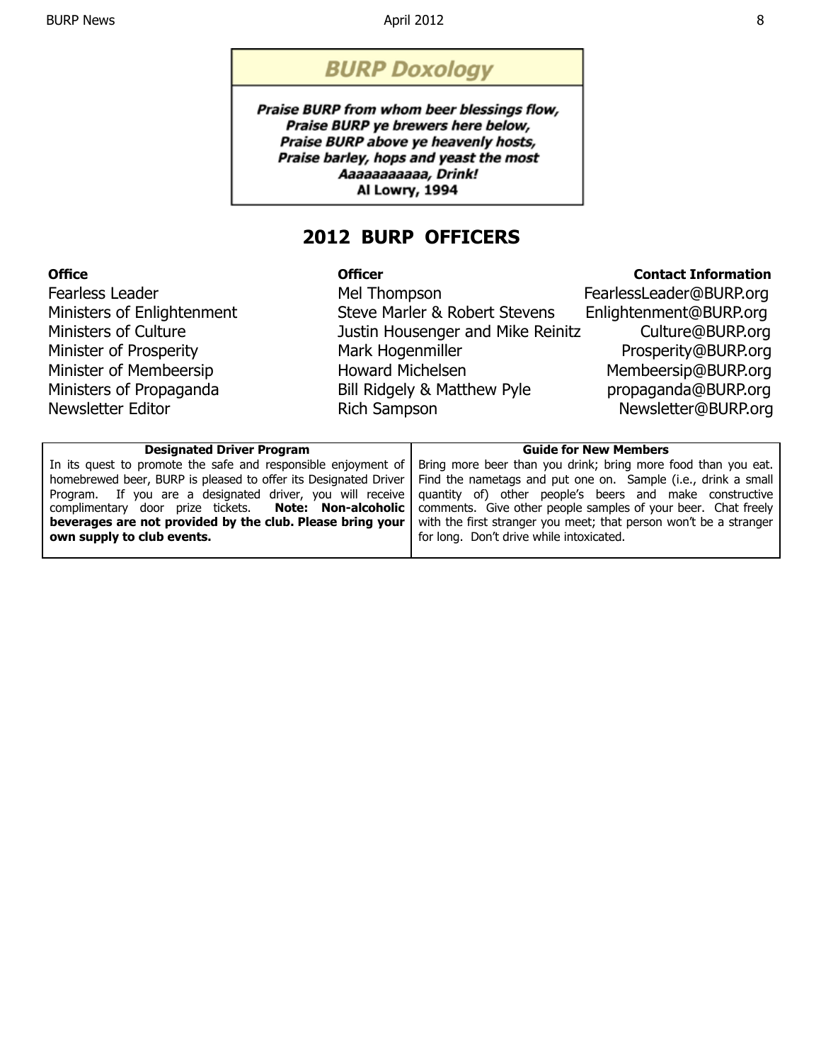## BURP Doxology

***Praise BURP from whom beer blessings flow,***
***Praise BURP ye brewers here below,***
***Praise BURP above ye heavenly hosts,***
***Praise barley, hops and yeast the most***
***Aaaaaaaaaa, Drink!***
**Al Lowry, 1994**

## 2012 BURP OFFICERS

| **Office** | **Officer** | **Contact Information** |
|---|---|---|
| Fearless Leader | Mel Thompson | FearlessLeader@BURP.org |
| Ministers of Enlightenment | Steve Marler & Robert Stevens | Enlightenment@BURP.org |
| Ministers of Culture | Justin Housenger and Mike Reinitz | Culture@BURP.org |
| Minister of Prosperity | Mark Hogenmiller | Prosperity@BURP.org |
| Minister of Membeersip | Howard Michelsen | Membeersip@BURP.org |
| Ministers of Propaganda | Bill Ridgely & Matthew Pyle | propaganda@BURP.org |
| Newsletter Editor | Rich Sampson | Newsletter@BURP.org |

| **Designated Driver Program** | **Guide for New Members** |
|---|---|
| In its quest to promote the safe and responsible enjoyment of homebrewed beer, BURP is pleased to offer its Designated Driver Program. If you are a designated driver, you will receive complimentary door prize tickets. **Note: Non-alcoholic beverages are not provided by the club. Please bring your own supply to club events.** | Bring more beer than you drink; bring more food than you eat. Find the nametags and put one on. Sample (i.e., drink a small quantity of) other people's beers and make constructive comments. Give other people samples of your beer. Chat freely with the first stranger you meet; that person won't be a stranger for long. Don't drive while intoxicated. |